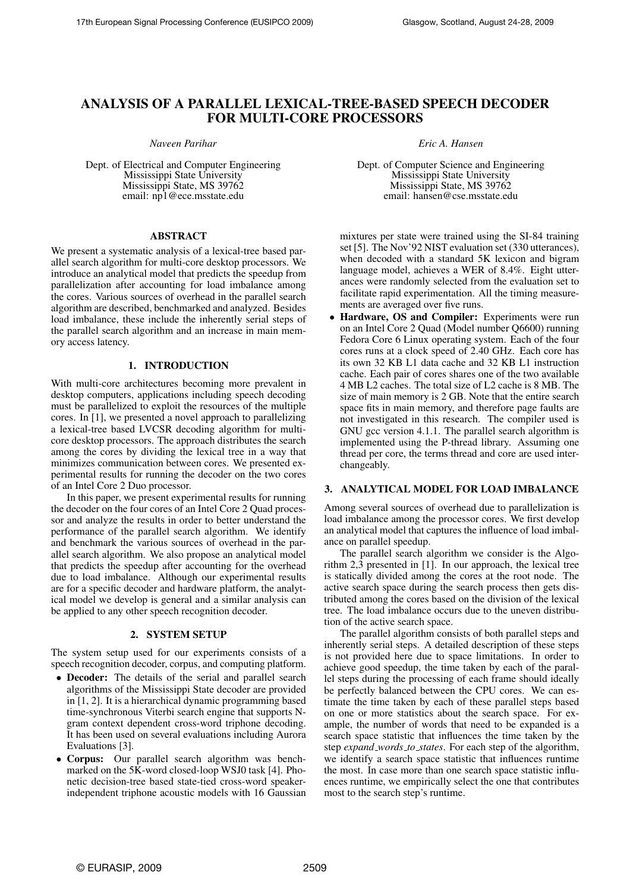# ANALYSIS OF A PARALLEL LEXICAL-TREE-BASED SPEECH DECODER FOR MULTI-CORE PROCESSORS

*Naveen Parihar*

Dept. of Electrical and Computer Engineering
Mississippi State University
Mississippi State, MS 39762
email: np1@ece.msstate.edu

*Eric A. Hansen*

Dept. of Computer Science and Engineering
Mississippi State University
Mississippi State, MS 39762
email: hansen@cse.msstate.edu

## ABSTRACT

We present a systematic analysis of a lexical-tree based parallel search algorithm for multi-core desktop processors. We introduce an analytical model that predicts the speedup from parallelization after accounting for load imbalance among the cores. Various sources of overhead in the parallel search algorithm are described, benchmarked and analyzed. Besides load imbalance, these include the inherently serial steps of the parallel search algorithm and an increase in main memory access latency.

## 1. INTRODUCTION

With multi-core architectures becoming more prevalent in desktop computers, applications including speech decoding must be parallelized to exploit the resources of the multiple cores. In [1], we presented a novel approach to parallelizing a lexical-tree based LVCSR decoding algorithm for multi-core desktop processors. The approach distributes the search among the cores by dividing the lexical tree in a way that minimizes communication between cores. We presented experimental results for running the decoder on the two cores of an Intel Core 2 Duo processor.

In this paper, we present experimental results for running the decoder on the four cores of an Intel Core 2 Quad processor and analyze the results in order to better understand the performance of the parallel search algorithm. We identify and benchmark the various sources of overhead in the parallel search algorithm. We also propose an analytical model that predicts the speedup after accounting for the overhead due to load imbalance. Although our experimental results are for a specific decoder and hardware platform, the analytical model we develop is general and a similar analysis can be applied to any other speech recognition decoder.

## 2. SYSTEM SETUP

The system setup used for our experiments consists of a speech recognition decoder, corpus, and computing platform.

- **Decoder:** The details of the serial and parallel search algorithms of the Mississippi State decoder are provided in [1, 2]. It is a hierarchical dynamic programming based time-synchronous Viterbi search engine that supports N-gram context dependent cross-word triphone decoding. It has been used on several evaluations including Aurora Evaluations [3].
- **Corpus:** Our parallel search algorithm was benchmarked on the 5K-word closed-loop WSJ0 task [4]. Phonetic decision-tree based state-tied cross-word speaker-independent triphone acoustic models with 16 Gaussian mixtures per state were trained using the SI-84 training set [5]. The Nov'92 NIST evaluation set (330 utterances), when decoded with a standard 5K lexicon and bigram language model, achieves a WER of 8.4%. Eight utterances were randomly selected from the evaluation set to facilitate rapid experimentation. All the timing measurements are averaged over five runs.
- **Hardware, OS and Compiler:** Experiments were run on an Intel Core 2 Quad (Model number Q6600) running Fedora Core 6 Linux operating system. Each of the four cores runs at a clock speed of 2.40 GHz. Each core has its own 32 KB L1 data cache and 32 KB L1 instruction cache. Each pair of cores shares one of the two available 4 MB L2 caches. The total size of L2 cache is 8 MB. The size of main memory is 2 GB. Note that the entire search space fits in main memory, and therefore page faults are not investigated in this research. The compiler used is GNU gcc version 4.1.1. The parallel search algorithm is implemented using the P-thread library. Assuming one thread per core, the terms thread and core are used interchangeably.

## 3. ANALYTICAL MODEL FOR LOAD IMBALANCE

Among several sources of overhead due to parallelization is load imbalance among the processor cores. We first develop an analytical model that captures the influence of load imbalance on parallel speedup.

The parallel search algorithm we consider is the Algorithm 2,3 presented in [1]. In our approach, the lexical tree is statically divided among the cores at the root node. The active search space during the search process then gets distributed among the cores based on the division of the lexical tree. The load imbalance occurs due to the uneven distribution of the active search space.

The parallel algorithm consists of both parallel steps and inherently serial steps. A detailed description of these steps is not provided here due to space limitations. In order to achieve good speedup, the time taken by each of the parallel steps during the processing of each frame should ideally be perfectly balanced between the CPU cores. We can estimate the time taken by each of these parallel steps based on one or more statistics about the search space. For example, the number of words that need to be expanded is a search space statistic that influences the time taken by the step *expand_words_to_states*. For each step of the algorithm, we identify a search space statistic that influences runtime the most. In case more than one search space statistic influences runtime, we empirically select the one that contributes most to the search step's runtime.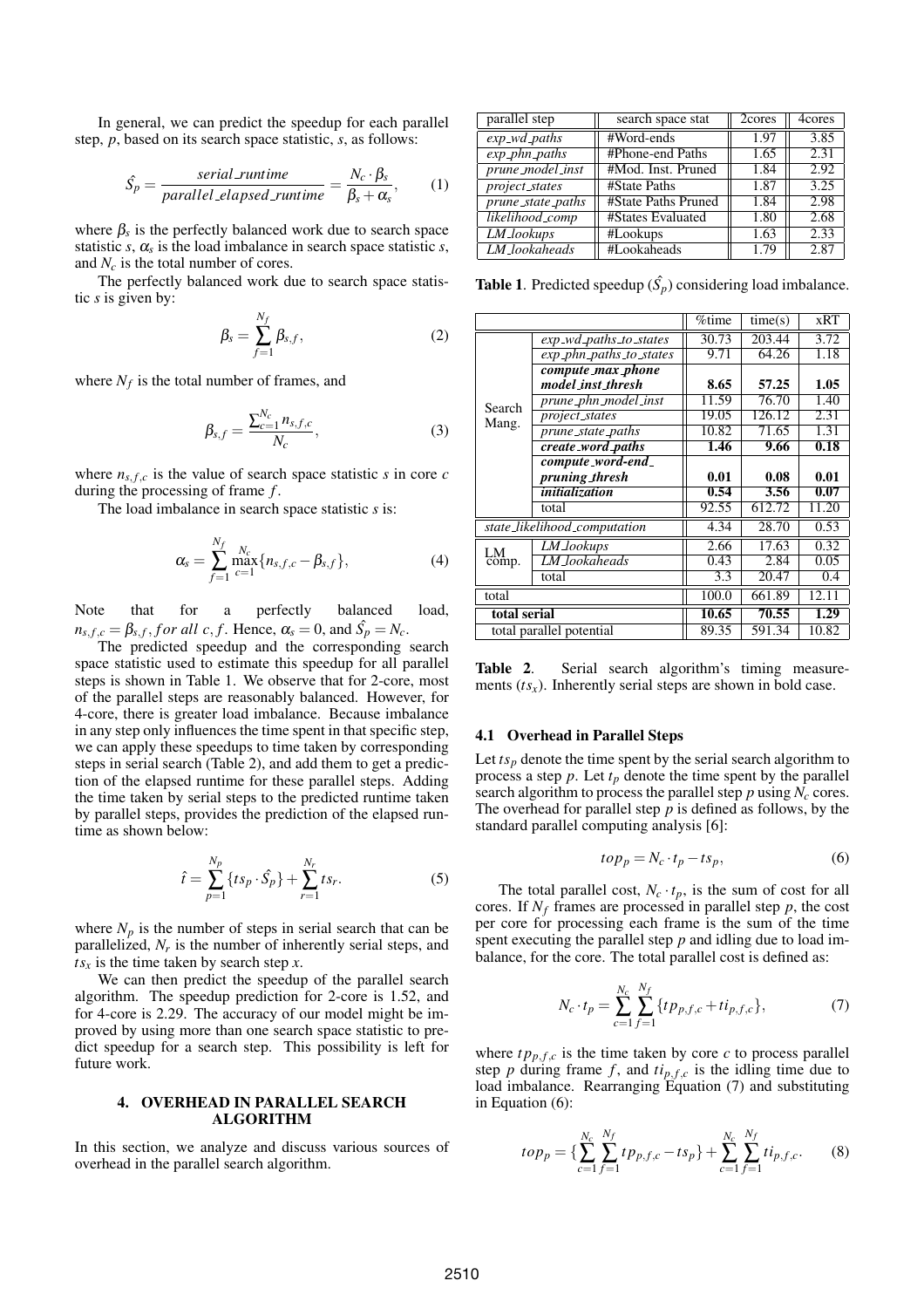In general, we can predict the speedup for each parallel step, $p$, based on its search space statistic, $s$, as follows:

$$\hat{S_p} = \frac{serial\_runtime}{parallel\_elapsed\_runtime} = \frac{N_c \cdot \beta_s}{\beta_s + \alpha_s}, \qquad (1)$$

where $\beta_s$ is the perfectly balanced work due to search space statistic $s$, $\alpha_s$ is the load imbalance in search space statistic $s$, and $N_c$ is the total number of cores.

The perfectly balanced work due to search space statistic $s$ is given by:

$$\beta_s = \sum_{f=1}^{N_f} \beta_{s,f}, \qquad (2)$$

where $N_f$ is the total number of frames, and

$$\beta_{s,f} = \frac{\sum_{c=1}^{N_c} n_{s,f,c}}{N_c}, \qquad (3)$$

where $n_{s,f,c}$ is the value of search space statistic $s$ in core $c$ during the processing of frame $f$.

The load imbalance in search space statistic $s$ is:

$$\alpha_s = \sum_{f=1}^{N_f} \max_{c=1}^{N_c} \{n_{s,f,c} - \beta_{s,f}\}, \qquad (4)$$

Note that for a perfectly balanced load, $n_{s,f,c} = \beta_{s,f}, for\ all\ c, f$. Hence, $\alpha_s = 0$, and $\hat{S_p} = N_c$.

The predicted speedup and the corresponding search space statistic used to estimate this speedup for all parallel steps is shown in Table 1. We observe that for 2-core, most of the parallel steps are reasonably balanced. However, for 4-core, there is greater load imbalance. Because imbalance in any step only influences the time spent in that specific step, we can apply these speedups to time taken by corresponding steps in serial search (Table 2), and add them to get a prediction of the elapsed runtime for these parallel steps. Adding the time taken by serial steps to the predicted runtime taken by parallel steps, provides the prediction of the elapsed runtime as shown below:

$$\hat{t} = \sum_{p=1}^{N_p} \{ts_p \cdot \hat{S_p}\} + \sum_{r=1}^{N_r} ts_r. \qquad (5)$$

where $N_p$ is the number of steps in serial search that can be parallelized, $N_r$ is the number of inherently serial steps, and $ts_x$ is the time taken by search step $x$.

We can then predict the speedup of the parallel search algorithm. The speedup prediction for 2-core is 1.52, and for 4-core is 2.29. The accuracy of our model might be improved by using more than one search space statistic to predict speedup for a search step. This possibility is left for future work.

| parallel step | search space stat | 2cores | 4cores |
|---|---|---|---|
| *exp_wd_paths* | #Word-ends | 1.97 | 3.85 |
| *exp_phn_paths* | #Phone-end Paths | 1.65 | 2.31 |
| *prune_model_inst* | #Mod. Inst. Pruned | 1.84 | 2.92 |
| *project_states* | #State Paths | 1.87 | 3.25 |
| *prune_state_paths* | #State Paths Pruned | 1.84 | 2.98 |
| *likelihood_comp* | #States Evaluated | 1.80 | 2.68 |
| *LM_lookups* | #Lookups | 1.63 | 2.33 |
| *LM_lookaheads* | #Lookaheads | 1.79 | 2.87 |

**Table 1**. Predicted speedup ($\hat{S_p}$) considering load imbalance.

| | | %time | time(s) | xRT |
|---|---|---|---|---|
| Search Mang. | *exp_wd_paths_to_states* | 30.73 | 203.44 | 3.72 |
| | *exp_phn_paths_to_states* | 9.71 | 64.26 | 1.18 |
| | ***compute_max_phone model_inst_thresh*** | **8.65** | **57.25** | **1.05** |
| | *prune_phn_model_inst* | 11.59 | 76.70 | 1.40 |
| | *project_states* | 19.05 | 126.12 | 2.31 |
| | *prune_state_paths* | 10.82 | 71.65 | 1.31 |
| | ***create_word_paths*** | **1.46** | **9.66** | **0.18** |
| | ***compute_word-end_ pruning_thresh*** | **0.01** | **0.08** | **0.01** |
| | ***initialization*** | **0.54** | **3.56** | **0.07** |
| | total | 92.55 | 612.72 | 11.20 |
| *state_likelihood_computation* | | 4.34 | 28.70 | 0.53 |
| LM comp. | *LM_lookups* | 2.66 | 17.63 | 0.32 |
| | *LM_lookaheads* | 0.43 | 2.84 | 0.05 |
| | total | 3.3 | 20.47 | 0.4 |
| total | | 100.0 | 661.89 | 12.11 |
| **total serial** | | **10.65** | **70.55** | **1.29** |
| total parallel potential | | 89.35 | 591.34 | 10.82 |

**Table 2**. Serial search algorithm's timing measurements ($ts_x$). Inherently serial steps are shown in bold case.

## 4. OVERHEAD IN PARALLEL SEARCH ALGORITHM

In this section, we analyze and discuss various sources of overhead in the parallel search algorithm.

### 4.1 Overhead in Parallel Steps

Let $ts_p$ denote the time spent by the serial search algorithm to process a step $p$. Let $t_p$ denote the time spent by the parallel search algorithm to process the parallel step $p$ using $N_c$ cores. The overhead for parallel step $p$ is defined as follows, by the standard parallel computing analysis [6]:

$$top_p = N_c \cdot t_p - ts_p, \qquad (6)$$

The total parallel cost, $N_c \cdot t_p$, is the sum of cost for all cores. If $N_f$ frames are processed in parallel step $p$, the cost per core for processing each frame is the sum of the time spent executing the parallel step $p$ and idling due to load imbalance, for the core. The total parallel cost is defined as:

$$N_c \cdot t_p = \sum_{c=1}^{N_c} \sum_{f=1}^{N_f} \{tp_{p,f,c} + ti_{p,f,c}\}, \qquad (7)$$

where $tp_{p,f,c}$ is the time taken by core $c$ to process parallel step $p$ during frame $f$, and $ti_{p,f,c}$ is the idling time due to load imbalance. Rearranging Equation (7) and substituting in Equation (6):

$$top_p = \{\sum_{c=1}^{N_c} \sum_{f=1}^{N_f} tp_{p,f,c} - ts_p\} + \sum_{c=1}^{N_c} \sum_{f=1}^{N_f} ti_{p,f,c}. \qquad (8)$$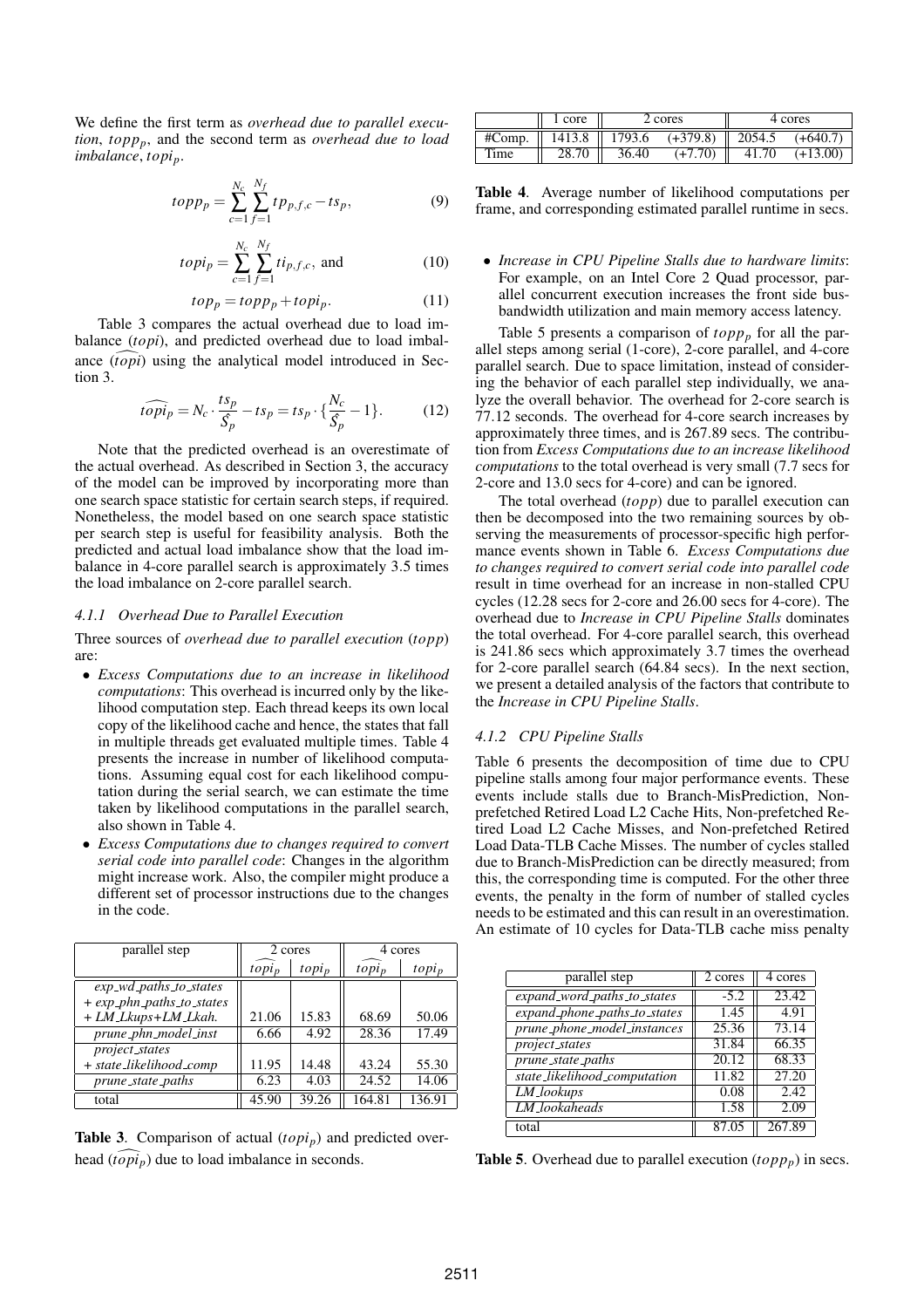We define the first term as *overhead due to parallel execution*, $topp_p$, and the second term as *overhead due to load imbalance*, $topi_p$.

$$topp_p = \sum_{c=1}^{N_c} \sum_{f=1}^{N_f} tp_{p,f,c} - ts_p, \tag{9}$$

$$topi_p = \sum_{c=1}^{N_c} \sum_{f=1}^{N_f} ti_{p,f,c}, \text{ and} \tag{10}$$

$$top_p = topp_p + topi_p. \tag{11}$$

Table 3 compares the actual overhead due to load imbalance ($topi$), and predicted overhead due to load imbalance ($\widehat{topi}$) using the analytical model introduced in Section 3.

$$\widehat{topi}_p = N_c \cdot \frac{ts_p}{\hat{S}_p} - ts_p = ts_p \cdot \{\frac{N_c}{\hat{S}_p} - 1\}. \tag{12}$$

Note that the predicted overhead is an overestimate of the actual overhead. As described in Section 3, the accuracy of the model can be improved by incorporating more than one search space statistic for certain search steps, if required. Nonetheless, the model based on one search space statistic per search step is useful for feasibility analysis. Both the predicted and actual load imbalance show that the load imbalance in 4-core parallel search is approximately 3.5 times the load imbalance on 2-core parallel search.

#### 4.1.1 Overhead Due to Parallel Execution

Three sources of *overhead due to parallel execution* ($topp$) are:

- *Excess Computations due to an increase in likelihood computations*: This overhead is incurred only by the likelihood computation step. Each thread keeps its own local copy of the likelihood cache and hence, the states that fall in multiple threads get evaluated multiple times. Table 4 presents the increase in number of likelihood computations. Assuming equal cost for each likelihood computation during the serial search, we can estimate the time taken by likelihood computations in the parallel search, also shown in Table 4.
- *Excess Computations due to changes required to convert serial code into parallel code*: Changes in the algorithm might increase work. Also, the compiler might produce a different set of processor instructions due to the changes in the code.

| parallel step | 2 cores | | 4 cores | |
|---|---|---|---|---|
| | $\widehat{topi}_p$ | $topi_p$ | $\widehat{topi}_p$ | $topi_p$ |
| exp_wd_paths_to_states + exp_phn_paths_to_states + LM_Lkups+LM_Lkah. | 21.06 | 15.83 | 68.69 | 50.06 |
| prune_phn_model_inst | 6.66 | 4.92 | 28.36 | 17.49 |
| project_states + state_likelihood_comp | 11.95 | 14.48 | 43.24 | 55.30 |
| prune_state_paths | 6.23 | 4.03 | 24.52 | 14.06 |
| total | 45.90 | 39.26 | 164.81 | 136.91 |

**Table 3**. Comparison of actual ($topi_p$) and predicted overhead ($\widehat{topi}_p$) due to load imbalance in seconds.

| | 1 core | 2 cores | | 4 cores | |
|---|---|---|---|---|---|
| #Comp. | 1413.8 | 1793.6 | (+379.8) | 2054.5 | (+640.7) |
| Time | 28.70 | 36.40 | (+7.70) | 41.70 | (+13.00) |

**Table 4**. Average number of likelihood computations per frame, and corresponding estimated parallel runtime in secs.

- *Increase in CPU Pipeline Stalls due to hardware limits*: For example, on an Intel Core 2 Quad processor, parallel concurrent execution increases the front side bus-bandwidth utilization and main memory access latency.

Table 5 presents a comparison of $topp_p$ for all the parallel steps among serial (1-core), 2-core parallel, and 4-core parallel search. Due to space limitation, instead of considering the behavior of each parallel step individually, we analyze the overall behavior. The overhead for 2-core search is 77.12 seconds. The overhead for 4-core search increases by approximately three times, and is 267.89 secs. The contribution from *Excess Computations due to an increase likelihood computations* to the total overhead is very small (7.7 secs for 2-core and 13.0 secs for 4-core) and can be ignored.

The total overhead ($topp$) due to parallel execution can then be decomposed into the two remaining sources by observing the measurements of processor-specific high performance events shown in Table 6. *Excess Computations due to changes required to convert serial code into parallel code* result in time overhead for an increase in non-stalled CPU cycles (12.28 secs for 2-core and 26.00 secs for 4-core). The overhead due to *Increase in CPU Pipeline Stalls* dominates the total overhead. For 4-core parallel search, this overhead is 241.86 secs which approximately 3.7 times the overhead for 2-core parallel search (64.84 secs). In the next section, we present a detailed analysis of the factors that contribute to the *Increase in CPU Pipeline Stalls*.

#### 4.1.2 CPU Pipeline Stalls

Table 6 presents the decomposition of time due to CPU pipeline stalls among four major performance events. These events include stalls due to Branch-MisPrediction, Non-prefetched Retired Load L2 Cache Hits, Non-prefetched Retired Load L2 Cache Misses, and Non-prefetched Retired Load Data-TLB Cache Misses. The number of cycles stalled due to Branch-MisPrediction can be directly measured; from this, the corresponding time is computed. For the other three events, the penalty in the form of number of stalled cycles needs to be estimated and this can result in an overestimation. An estimate of 10 cycles for Data-TLB cache miss penalty

| parallel step | 2 cores | 4 cores |
|---|---|---|
| expand_word_paths_to_states | -5.2 | 23.42 |
| expand_phone_paths_to_states | 1.45 | 4.91 |
| prune_phone_model_instances | 25.36 | 73.14 |
| project_states | 31.84 | 66.35 |
| prune_state_paths | 20.12 | 68.33 |
| state_likelihood_computation | 11.82 | 27.20 |
| LM_lookups | 0.08 | 2.42 |
| LM_lookaheads | 1.58 | 2.09 |
| total | 87.05 | 267.89 |

**Table 5**. Overhead due to parallel execution ($topp_p$) in secs.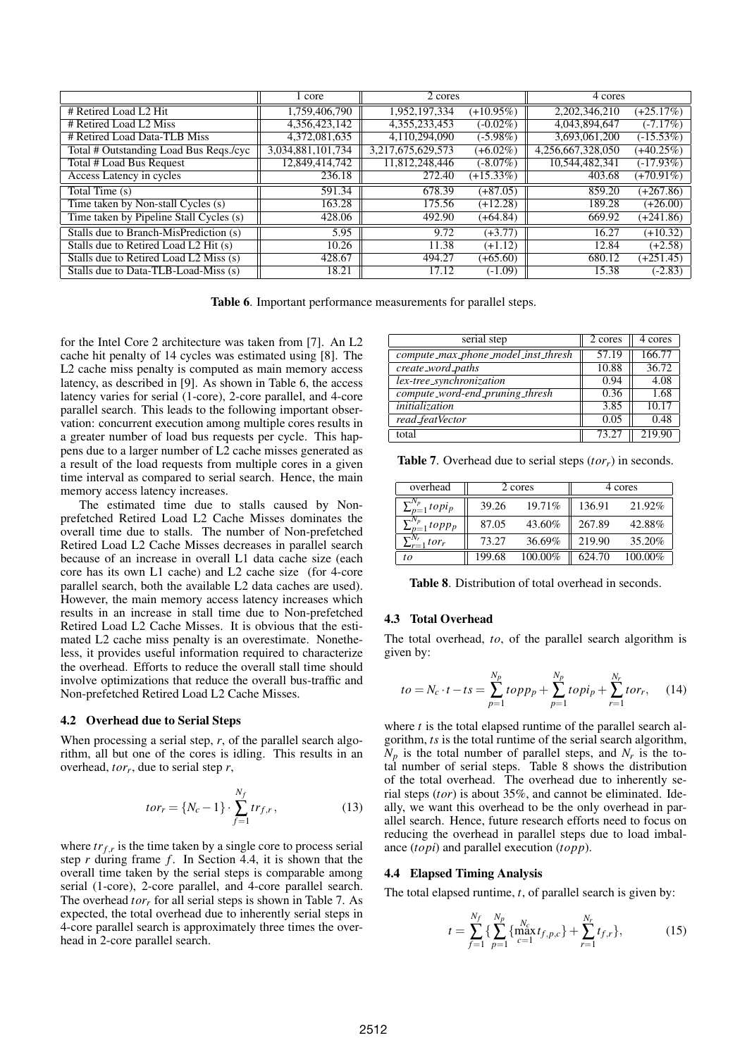|  | 1 core | 2 cores |  | 4 cores |  |
|---|---|---|---|---|---|
| # Retired Load L2 Hit | 1,759,406,790 | 1,952,197,334 | (+10.95%) | 2,202,346,210 | (+25.17%) |
| # Retired Load L2 Miss | 4,356,423,142 | 4,355,233,453 | (-0.02%) | 4,043,894,647 | (-7.17%) |
| # Retired Load Data-TLB Miss | 4,372,081,635 | 4,110,294,090 | (-5.98%) | 3,693,061,200 | (-15.53%) |
| Total # Outstanding Load Bus Reqs./cyc | 3,034,881,101,734 | 3,217,675,629,573 | (+6.02%) | 4,256,667,328,050 | (+40.25%) |
| Total # Load Bus Request | 12,849,414,742 | 11,812,248,446 | (-8.07%) | 10,544,482,341 | (-17.93%) |
| Access Latency in cycles | 236.18 | 272.40 | (+15.33%) | 403.68 | (+70.91%) |
| Total Time (s) | 591.34 | 678.39 | (+87.05) | 859.20 | (+267.86) |
| Time taken by Non-stall Cycles (s) | 163.28 | 175.56 | (+12.28) | 189.28 | (+26.00) |
| Time taken by Pipeline Stall Cycles (s) | 428.06 | 492.90 | (+64.84) | 669.92 | (+241.86) |
| Stalls due to Branch-MisPrediction (s) | 5.95 | 9.72 | (+3.77) | 16.27 | (+10.32) |
| Stalls due to Retired Load L2 Hit (s) | 10.26 | 11.38 | (+1.12) | 12.84 | (+2.58) |
| Stalls due to Retired Load L2 Miss (s) | 428.67 | 494.27 | (+65.60) | 680.12 | (+251.45) |
| Stalls due to Data-TLB-Load-Miss (s) | 18.21 | 17.12 | (-1.09) | 15.38 | (-2.83) |

**Table 6**. Important performance measurements for parallel steps.

for the Intel Core 2 architecture was taken from [7]. An L2 cache hit penalty of 14 cycles was estimated using [8]. The L2 cache miss penalty is computed as main memory access latency, as described in [9]. As shown in Table 6, the access latency varies for serial (1-core), 2-core parallel, and 4-core parallel search. This leads to the following important observation: concurrent execution among multiple cores results in a greater number of load bus requests per cycle. This happens due to a larger number of L2 cache misses generated as a result of the load requests from multiple cores in a given time interval as compared to serial search. Hence, the main memory access latency increases.

The estimated time due to stalls caused by Non-prefetched Retired Load L2 Cache Misses dominates the overall time due to stalls. The number of Non-prefetched Retired Load L2 Cache Misses decreases in parallel search because of an increase in overall L1 data cache size (each core has its own L1 cache) and L2 cache size (for 4-core parallel search, both the available L2 data caches are used). However, the main memory access latency increases which results in an increase in stall time due to Non-prefetched Retired Load L2 Cache Misses. It is obvious that the estimated L2 cache miss penalty is an overestimate. Nonetheless, it provides useful information required to characterize the overhead. Efforts to reduce the overall stall time should involve optimizations that reduce the overall bus-traffic and Non-prefetched Retired Load L2 Cache Misses.

### 4.2 Overhead due to Serial Steps

When processing a serial step, $r$, of the parallel search algorithm, all but one of the cores is idling. This results in an overhead, $tor_r$, due to serial step $r$,

$$tor_r = \{N_c - 1\} \cdot \sum_{f=1}^{N_f} tr_{f,r}, \qquad (13)$$

where $tr_{f,r}$ is the time taken by a single core to process serial step $r$ during frame $f$. In Section 4.4, it is shown that the overall time taken by the serial steps is comparable among serial (1-core), 2-core parallel, and 4-core parallel search. The overhead $tor_r$ for all serial steps is shown in Table 7. As expected, the total overhead due to inherently serial steps in 4-core parallel search is approximately three times the overhead in 2-core parallel search.

| serial step | 2 cores | 4 cores |
|---|---|---|
| *compute_max_phone_model_inst_thresh* | 57.19 | 166.77 |
| *create_word_paths* | 10.88 | 36.72 |
| *lex-tree_synchronization* | 0.94 | 4.08 |
| *compute_word-end_pruning_thresh* | 0.36 | 1.68 |
| *initialization* | 3.85 | 10.17 |
| *read_featVector* | 0.05 | 0.48 |
| total | 73.27 | 219.90 |

**Table 7**. Overhead due to serial steps ($tor_r$) in seconds.

| overhead | 2 cores |  | 4 cores |  |
|---|---|---|---|---|
| $\sum_{p=1}^{N_p} topi_p$ | 39.26 | 19.71% | 136.91 | 21.92% |
| $\sum_{p=1}^{N_p} topp_p$ | 87.05 | 43.60% | 267.89 | 42.88% |
| $\sum_{r=1}^{N_r} tor_r$ | 73.27 | 36.69% | 219.90 | 35.20% |
| $to$ | 199.68 | 100.00% | 624.70 | 100.00% |

**Table 8**. Distribution of total overhead in seconds.

### 4.3 Total Overhead

The total overhead, $to$, of the parallel search algorithm is given by:

$$to = N_c \cdot t - ts = \sum_{p=1}^{N_p} topp_p + \sum_{p=1}^{N_p} topi_p + \sum_{r=1}^{N_r} tor_r, \qquad (14)$$

where $t$ is the total elapsed runtime of the parallel search algorithm, $ts$ is the total runtime of the serial search algorithm, $N_p$ is the total number of parallel steps, and $N_r$ is the total number of serial steps. Table 8 shows the distribution of the total overhead. The overhead due to inherently serial steps ($tor$) is about 35%, and cannot be eliminated. Ideally, we want this overhead to be the only overhead in parallel search. Hence, future research efforts need to focus on reducing the overhead in parallel steps due to load imbalance ($topi$) and parallel execution ($topp$).

### 4.4 Elapsed Timing Analysis

The total elapsed runtime, $t$, of parallel search is given by:

$$t = \sum_{f=1}^{N_f} \{ \sum_{p=1}^{N_p} \{ \max_{c=1}^{N_c} t_{f,p,c} \} + \sum_{r=1}^{N_r} t_{f,r} \}, \qquad (15)$$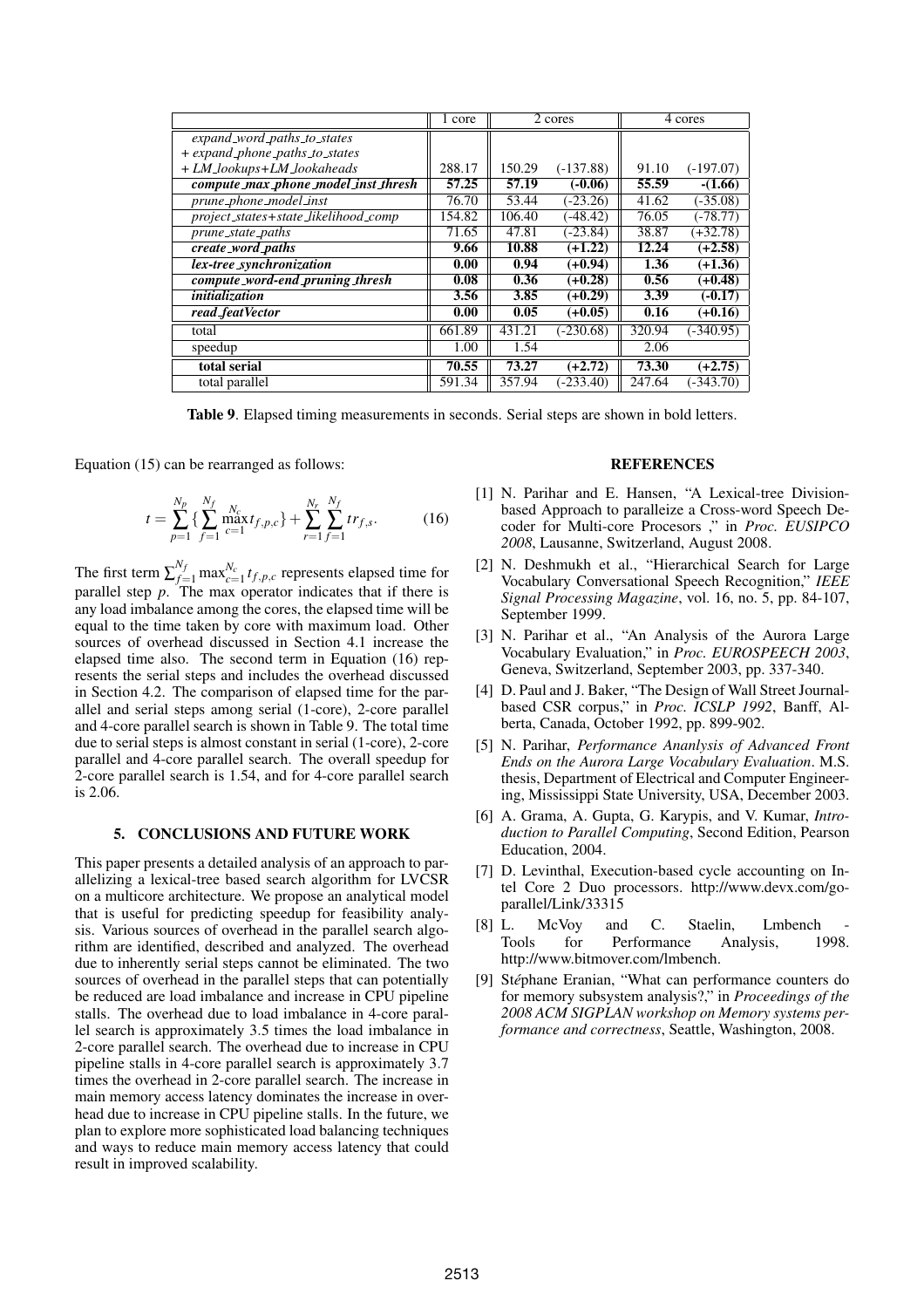| | 1 core | 2 cores | | 4 cores | |
|---|---|---|---|---|---|
| *expand_word_paths_to_states* + *expand_phone_paths_to_states* + *LM_lookups+LM_lookaheads* | 288.17 | 150.29 | (-137.88) | 91.10 | (-197.07) |
| ***compute_max_phone_model_inst_thresh*** | **57.25** | **57.19** | **(-0.06)** | **55.59** | **-(1.66)** |
| *prune_phone_model_inst* | 76.70 | 53.44 | (-23.26) | 41.62 | (-35.08) |
| *project_states+state_likelihood_comp* | 154.82 | 106.40 | (-48.42) | 76.05 | (-78.77) |
| *prune_state_paths* | 71.65 | 47.81 | (-23.84) | 38.87 | (+32.78) |
| ***create_word_paths*** | **9.66** | **10.88** | **(+1.22)** | **12.24** | **(+2.58)** |
| ***lex-tree_synchronization*** | **0.00** | **0.94** | **(+0.94)** | **1.36** | **(+1.36)** |
| ***compute_word-end_pruning_thresh*** | **0.08** | **0.36** | **(+0.28)** | **0.56** | **(+0.48)** |
| ***initialization*** | **3.56** | **3.85** | **(+0.29)** | **3.39** | **(-0.17)** |
| ***read_featVector*** | **0.00** | **0.05** | **(+0.05)** | **0.16** | **(+0.16)** |
| total | 661.89 | 431.21 | (-230.68) | 320.94 | (-340.95) |
| speedup | 1.00 | 1.54 | | 2.06 | |
| **total serial** | **70.55** | **73.27** | **(+2.72)** | **73.30** | **(+2.75)** |
| total parallel | 591.34 | 357.94 | (-233.40) | 247.64 | (-343.70) |

**Table 9**. Elapsed timing measurements in seconds. Serial steps are shown in bold letters.

Equation (15) can be rearranged as follows:

$$t = \sum_{p=1}^{N_p} \{ \sum_{f=1}^{N_f} \max_{c=1}^{N_c} t_{f,p,c} \} + \sum_{r=1}^{N_r} \sum_{f=1}^{N_f} tr_{f,s}. \qquad (16)$$

The first term $\sum_{f=1}^{N_f} \max_{c=1}^{N_c} t_{f,p,c}$ represents elapsed time for parallel step $p$. The max operator indicates that if there is any load imbalance among the cores, the elapsed time will be equal to the time taken by core with maximum load. Other sources of overhead discussed in Section 4.1 increase the elapsed time also. The second term in Equation (16) represents the serial steps and includes the overhead discussed in Section 4.2. The comparison of elapsed time for the parallel and serial steps among serial (1-core), 2-core parallel and 4-core parallel search is shown in Table 9. The total time due to serial steps is almost constant in serial (1-core), 2-core parallel and 4-core parallel search. The overall speedup for 2-core parallel search is 1.54, and for 4-core parallel search is 2.06.

## 5. CONCLUSIONS AND FUTURE WORK

This paper presents a detailed analysis of an approach to parallelizing a lexical-tree based search algorithm for LVCSR on a multicore architecture. We propose an analytical model that is useful for predicting speedup for feasibility analysis. Various sources of overhead in the parallel search algorithm are identified, described and analyzed. The overhead due to inherently serial steps cannot be eliminated. The two sources of overhead in the parallel steps that can potentially be reduced are load imbalance and increase in CPU pipeline stalls. The overhead due to load imbalance in 4-core parallel search is approximately 3.5 times the load imbalance in 2-core parallel search. The overhead due to increase in CPU pipeline stalls in 4-core parallel search is approximately 3.7 times the overhead in 2-core parallel search. The increase in main memory access latency dominates the increase in overhead due to increase in CPU pipeline stalls. In the future, we plan to explore more sophisticated load balancing techniques and ways to reduce main memory access latency that could result in improved scalability.

## REFERENCES

[1] N. Parihar and E. Hansen, "A Lexical-tree Division-based Approach to paralleize a Cross-word Speech Decoder for Multi-core Procesors ," in *Proc. EUSIPCO 2008*, Lausanne, Switzerland, August 2008.

[2] N. Deshmukh et al., "Hierarchical Search for Large Vocabulary Conversational Speech Recognition," *IEEE Signal Processing Magazine*, vol. 16, no. 5, pp. 84-107, September 1999.

[3] N. Parihar et al., "An Analysis of the Aurora Large Vocabulary Evaluation," in *Proc. EUROSPEECH 2003*, Geneva, Switzerland, September 2003, pp. 337-340.

[4] D. Paul and J. Baker, "The Design of Wall Street Journal-based CSR corpus," in *Proc. ICSLP 1992*, Banff, Alberta, Canada, October 1992, pp. 899-902.

[5] N. Parihar, *Performance Ananlysis of Advanced Front Ends on the Aurora Large Vocabulary Evaluation*. M.S. thesis, Department of Electrical and Computer Engineering, Mississippi State University, USA, December 2003.

[6] A. Grama, A. Gupta, G. Karypis, and V. Kumar, *Introduction to Parallel Computing*, Second Edition, Pearson Education, 2004.

[7] D. Levinthal, Execution-based cycle accounting on Intel Core 2 Duo processors. http://www.devx.com/go-parallel/Link/33315

[8] L. McVoy and C. Staelin, Lmbench - Tools for Performance Analysis, 1998. http://www.bitmover.com/lmbench.

[9] St*é*phane Eranian, "What can performance counters do for memory subsystem analysis?," in *Proceedings of the 2008 ACM SIGPLAN workshop on Memory systems performance and correctness*, Seattle, Washington, 2008.